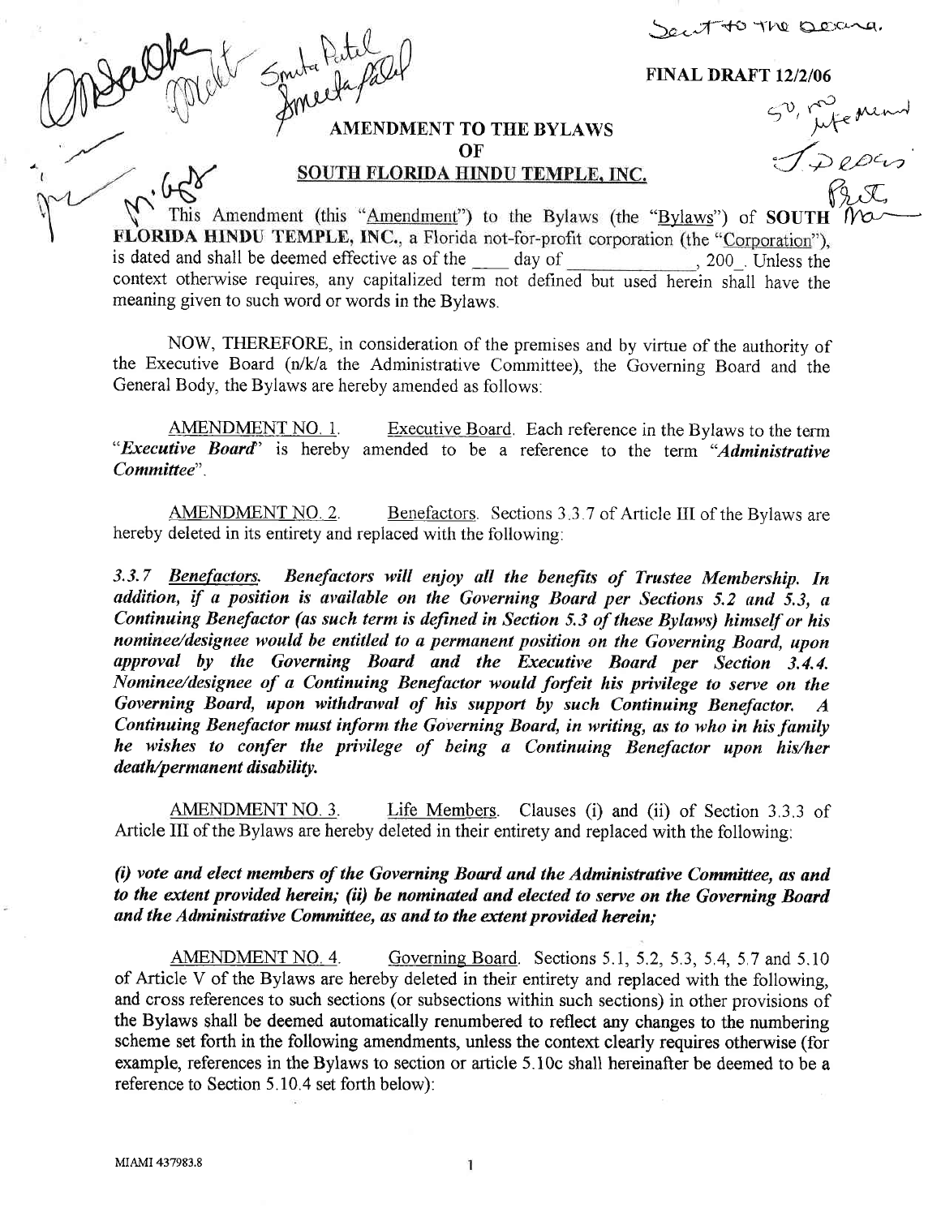Sent to the Board.

**FINAL DRAFT 12/2/06**

## AMENDMENT TO THE BYLAWS OF SOUTH FLORIDA HINDU TEMPLE, INC.

This Amendment (this "Amendment") to the Bylaws (the "Bylaws") of **SOUTH FLORIDA HINDU TEMPLE, INC.**, a Florida not-for-profit corporation (the "Corporation"), is dated and shall be deemed effective as of the ____ day of ____________, 200_. Unless the context otherwise requires, any capitalized term not defined but used herein shall have the meaning given to such word or words in the Bylaws.

NOW, THEREFORE, in consideration of the premises and by virtue of the authority of the Executive Board (n/k/a the Administrative Committee), the Governing Board and the General Body, the Bylaws are hereby amended as follows:

AMENDMENT NO. 1. Executive Board. Each reference in the Bylaws to the term "*Executive Board*" is hereby amended to be a reference to the term "*Administrative Committee*".

AMENDMENT NO. 2. Benefactors. Sections 3.3.7 of Article III of the Bylaws are hereby deleted in its entirety and replaced with the following:

***3.3.7 Benefactors. Benefactors will enjoy all the benefits of Trustee Membership. In addition, if a position is available on the Governing Board per Sections 5.2 and 5.3, a Continuing Benefactor (as such term is defined in Section 5.3 of these Bylaws) himself or his nominee/designee would be entitled to a permanent position on the Governing Board, upon approval by the Governing Board and the Executive Board per Section 3.4.4. Nominee/designee of a Continuing Benefactor would forfeit his privilege to serve on the Governing Board, upon withdrawal of his support by such Continuing Benefactor. A Continuing Benefactor must inform the Governing Board, in writing, as to who in his family he wishes to confer the privilege of being a Continuing Benefactor upon his/her death/permanent disability.***

AMENDMENT NO. 3. Life Members. Clauses (i) and (ii) of Section 3.3.3 of Article III of the Bylaws are hereby deleted in their entirety and replaced with the following:

***(i) vote and elect members of the Governing Board and the Administrative Committee, as and to the extent provided herein; (ii) be nominated and elected to serve on the Governing Board and the Administrative Committee, as and to the extent provided herein;***

AMENDMENT NO. 4. Governing Board. Sections 5.1, 5.2, 5.3, 5.4, 5.7 and 5.10 of Article V of the Bylaws are hereby deleted in their entirety and replaced with the following, and cross references to such sections (or subsections within such sections) in other provisions of the Bylaws shall be deemed automatically renumbered to reflect any changes to the numbering scheme set forth in the following amendments, unless the context clearly requires otherwise (for example, references in the Bylaws to section or article 5.10c shall hereinafter be deemed to be a reference to Section 5.10.4 set forth below):

MIAMI 437983.8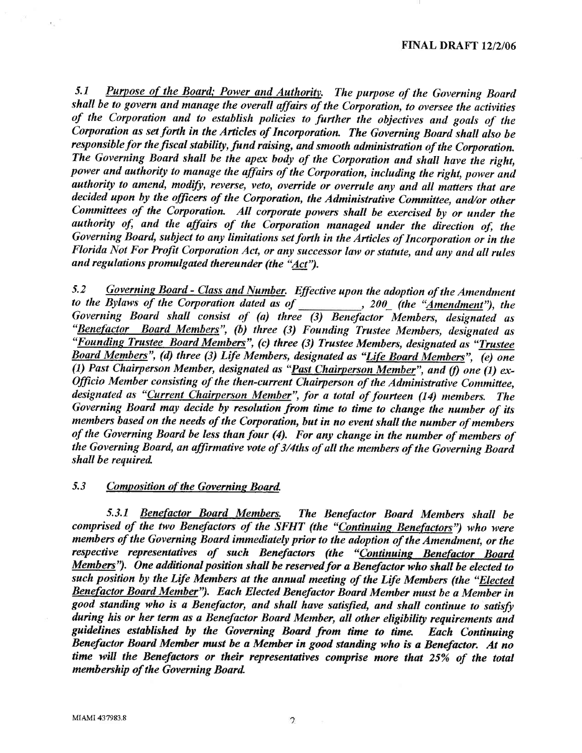*5.1 Purpose of the Board; Power and Authority. The purpose of the Governing Board shall be to govern and manage the overall affairs of the Corporation, to oversee the activities of the Corporation and to establish policies to further the objectives and goals of the Corporation as set forth in the Articles of Incorporation. The Governing Board shall also be responsible for the fiscal stability, fund raising, and smooth administration of the Corporation. The Governing Board shall be the apex body of the Corporation and shall have the right, power and authority to manage the affairs of the Corporation, including the right, power and authority to amend, modify, reverse, veto, override or overrule any and all matters that are decided upon by the officers of the Corporation, the Administrative Committee, and/or other Committees of the Corporation. All corporate powers shall be exercised by or under the authority of, and the affairs of the Corporation managed under the direction of, the Governing Board, subject to any limitations set forth in the Articles of Incorporation or in the Florida Not For Profit Corporation Act, or any successor law or statute, and any and all rules and regulations promulgated thereunder (the "Act").*

*5.2 Governing Board - Class and Number. Effective upon the adoption of the Amendment to the Bylaws of the Corporation dated as of \_\_\_\_\_\_\_\_\_\_, 200\_ (the "Amendment"), the Governing Board shall consist of (a) three (3) Benefactor Members, designated as "Benefactor Board Members", (b) three (3) Founding Trustee Members, designated as "Founding Trustee Board Members", (c) three (3) Trustee Members, designated as "Trustee Board Members", (d) three (3) Life Members, designated as "Life Board Members", (e) one (1) Past Chairperson Member, designated as "Past Chairperson Member", and (f) one (1) ex-Officio Member consisting of the then-current Chairperson of the Administrative Committee, designated as "Current Chairperson Member", for a total of fourteen (14) members. The Governing Board may decide by resolution from time to time to change the number of its members based on the needs of the Corporation, but in no event shall the number of members of the Governing Board be less than four (4). For any change in the number of members of the Governing Board, an affirmative vote of 3/4ths of all the members of the Governing Board shall be required.*

*5.3 Composition of the Governing Board.*

*5.3.1 Benefactor Board Members. The Benefactor Board Members shall be comprised of the two Benefactors of the SFHT (the "Continuing Benefactors") who were members of the Governing Board immediately prior to the adoption of the Amendment, or the respective representatives of such Benefactors (the "Continuing Benefactor Board Members"). One additional position shall be reserved for a Benefactor who shall be elected to such position by the Life Members at the annual meeting of the Life Members (the "Elected Benefactor Board Member"). Each Elected Benefactor Board Member must be a Member in good standing who is a Benefactor, and shall have satisfied, and shall continue to satisfy during his or her term as a Benefactor Board Member, all other eligibility requirements and guidelines established by the Governing Board from time to time. Each Continuing Benefactor Board Member must be a Member in good standing who is a Benefactor. At no time will the Benefactors or their representatives comprise more that 25% of the total membership of the Governing Board.*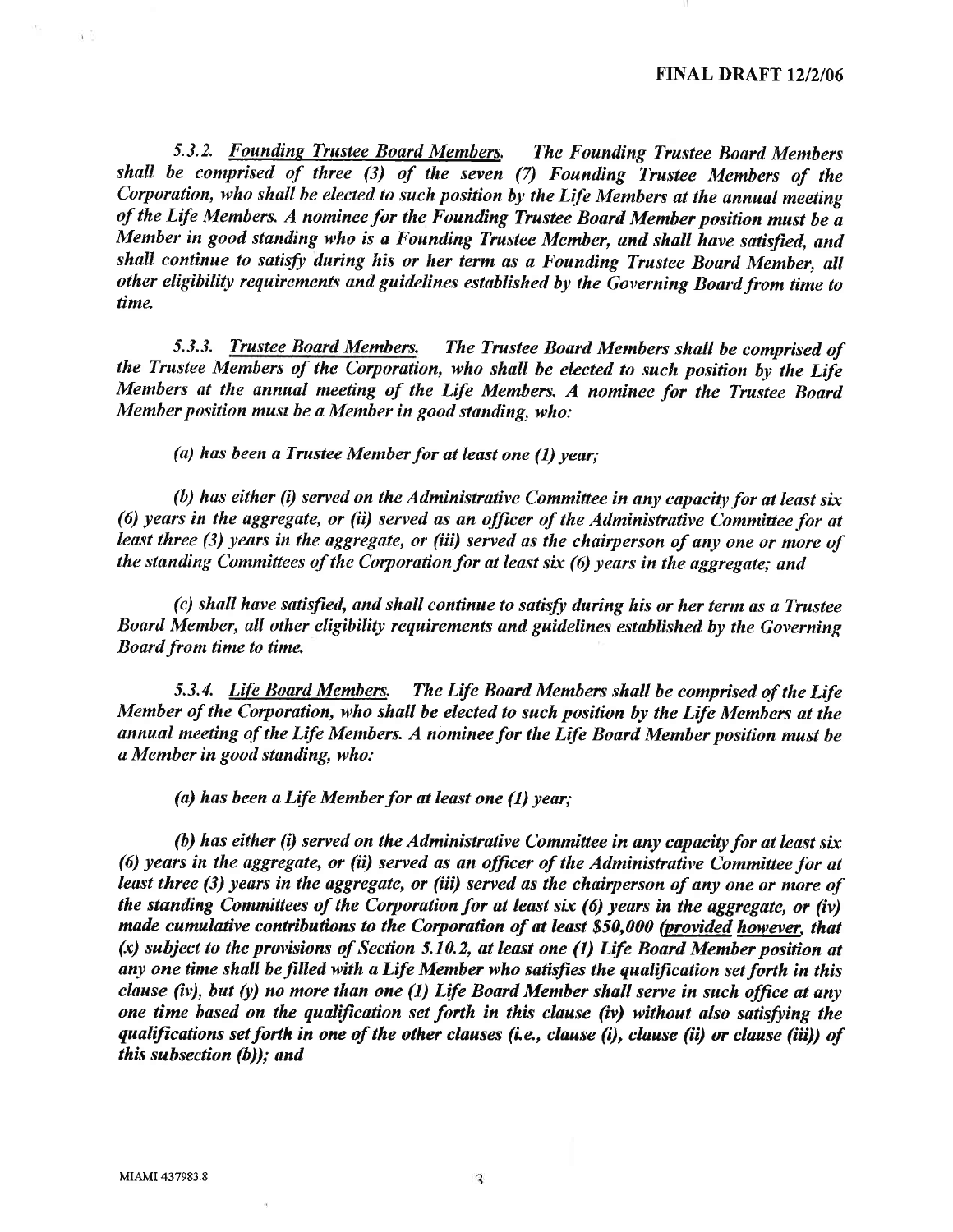*5.3.2. Founding Trustee Board Members. The Founding Trustee Board Members shall be comprised of three (3) of the seven (7) Founding Trustee Members of the Corporation, who shall be elected to such position by the Life Members at the annual meeting of the Life Members. A nominee for the Founding Trustee Board Member position must be a Member in good standing who is a Founding Trustee Member, and shall have satisfied, and shall continue to satisfy during his or her term as a Founding Trustee Board Member, all other eligibility requirements and guidelines established by the Governing Board from time to time.*

*5.3.3. Trustee Board Members. The Trustee Board Members shall be comprised of the Trustee Members of the Corporation, who shall be elected to such position by the Life Members at the annual meeting of the Life Members. A nominee for the Trustee Board Member position must be a Member in good standing, who:*

*(a) has been a Trustee Member for at least one (1) year;*

*(b) has either (i) served on the Administrative Committee in any capacity for at least six (6) years in the aggregate, or (ii) served as an officer of the Administrative Committee for at least three (3) years in the aggregate, or (iii) served as the chairperson of any one or more of the standing Committees of the Corporation for at least six (6) years in the aggregate; and*

*(c) shall have satisfied, and shall continue to satisfy during his or her term as a Trustee Board Member, all other eligibility requirements and guidelines established by the Governing Board from time to time.*

*5.3.4. Life Board Members. The Life Board Members shall be comprised of the Life Member of the Corporation, who shall be elected to such position by the Life Members at the annual meeting of the Life Members. A nominee for the Life Board Member position must be a Member in good standing, who:*

*(a) has been a Life Member for at least one (1) year;*

*(b) has either (i) served on the Administrative Committee in any capacity for at least six (6) years in the aggregate, or (ii) served as an officer of the Administrative Committee for at least three (3) years in the aggregate, or (iii) served as the chairperson of any one or more of the standing Committees of the Corporation for at least six (6) years in the aggregate, or (iv) made cumulative contributions to the Corporation of at least $50,000 (provided however, that (x) subject to the provisions of Section 5.10.2, at least one (1) Life Board Member position at any one time shall be filled with a Life Member who satisfies the qualification set forth in this clause (iv), but (y) no more than one (1) Life Board Member shall serve in such office at any one time based on the qualification set forth in this clause (iv) without also satisfying the qualifications set forth in one of the other clauses (i.e., clause (i), clause (ii) or clause (iii)) of this subsection (b)); and*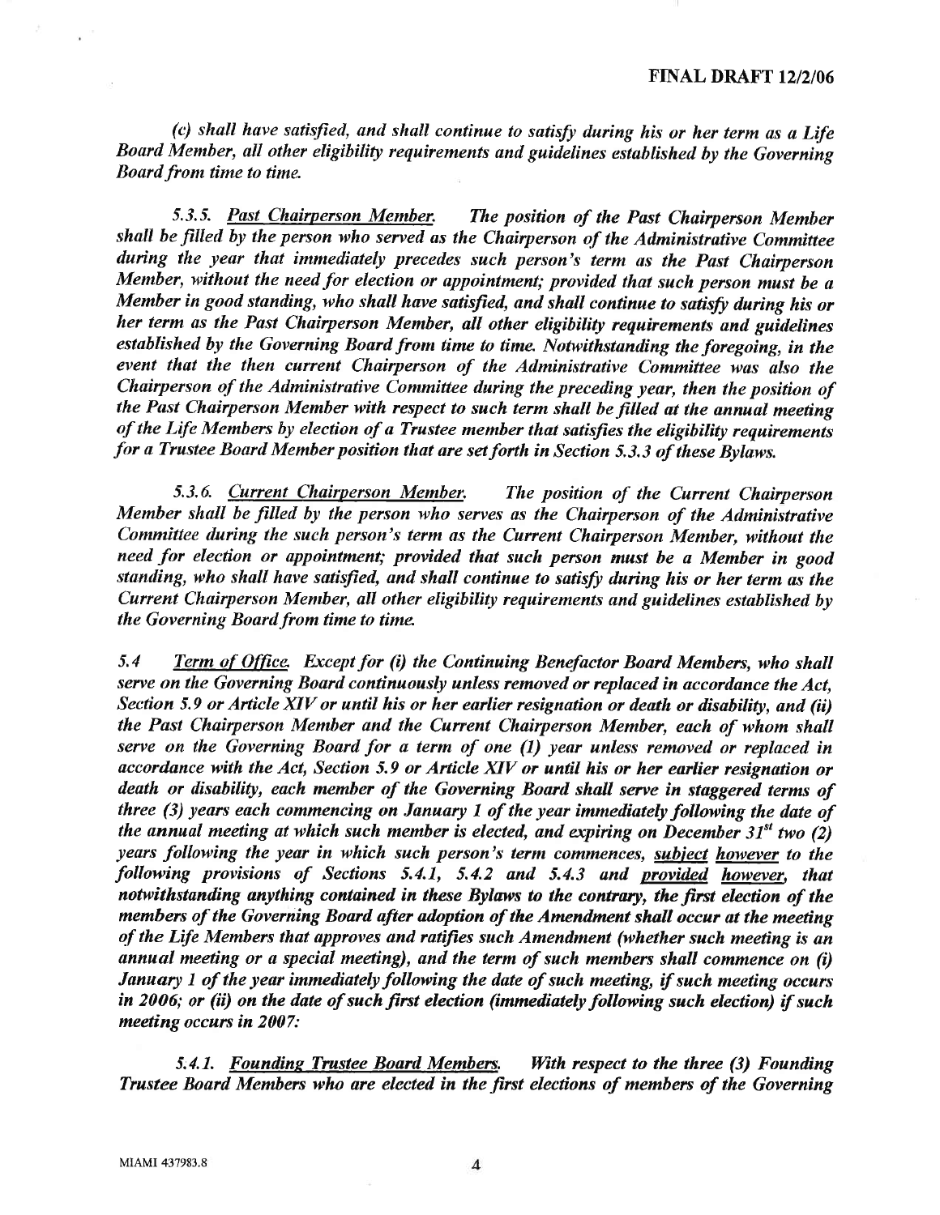**FINAL DRAFT 12/2/06**

*(c) shall have satisfied, and shall continue to satisfy during his or her term as a Life Board Member, all other eligibility requirements and guidelines established by the Governing Board from time to time.*

*5.3.5. Past Chairperson Member. The position of the Past Chairperson Member shall be filled by the person who served as the Chairperson of the Administrative Committee during the year that immediately precedes such person's term as the Past Chairperson Member, without the need for election or appointment; provided that such person must be a Member in good standing, who shall have satisfied, and shall continue to satisfy during his or her term as the Past Chairperson Member, all other eligibility requirements and guidelines established by the Governing Board from time to time. Notwithstanding the foregoing, in the event that the then current Chairperson of the Administrative Committee was also the Chairperson of the Administrative Committee during the preceding year, then the position of the Past Chairperson Member with respect to such term shall be filled at the annual meeting of the Life Members by election of a Trustee member that satisfies the eligibility requirements for a Trustee Board Member position that are set forth in Section 5.3.3 of these Bylaws.*

*5.3.6. Current Chairperson Member. The position of the Current Chairperson Member shall be filled by the person who serves as the Chairperson of the Administrative Committee during the such person's term as the Current Chairperson Member, without the need for election or appointment; provided that such person must be a Member in good standing, who shall have satisfied, and shall continue to satisfy during his or her term as the Current Chairperson Member, all other eligibility requirements and guidelines established by the Governing Board from time to time.*

***5.4 Term of Office. Except for (i) the Continuing Benefactor Board Members, who shall serve on the Governing Board continuously unless removed or replaced in accordance the Act, Section 5.9 or Article XIV or until his or her earlier resignation or death or disability, and (ii) the Past Chairperson Member and the Current Chairperson Member, each of whom shall serve on the Governing Board for a term of one (1) year unless removed or replaced in accordance with the Act, Section 5.9 or Article XIV or until his or her earlier resignation or death or disability, each member of the Governing Board shall serve in staggered terms of three (3) years each commencing on January 1 of the year immediately following the date of the annual meeting at which such member is elected, and expiring on December 31st two (2) years following the year in which such person's term commences, subject however to the following provisions of Sections 5.4.1, 5.4.2 and 5.4.3 and provided however, that notwithstanding anything contained in these Bylaws to the contrary, the first election of the members of the Governing Board after adoption of the Amendment shall occur at the meeting of the Life Members that approves and ratifies such Amendment (whether such meeting is an annual meeting or a special meeting), and the term of such members shall commence on (i) January 1 of the year immediately following the date of such meeting, if such meeting occurs in 2006; or (ii) on the date of such first election (immediately following such election) if such meeting occurs in 2007:***

***5.4.1. Founding Trustee Board Members. With respect to the three (3) Founding Trustee Board Members who are elected in the first elections of members of the Governing***

MIAMI 437983.8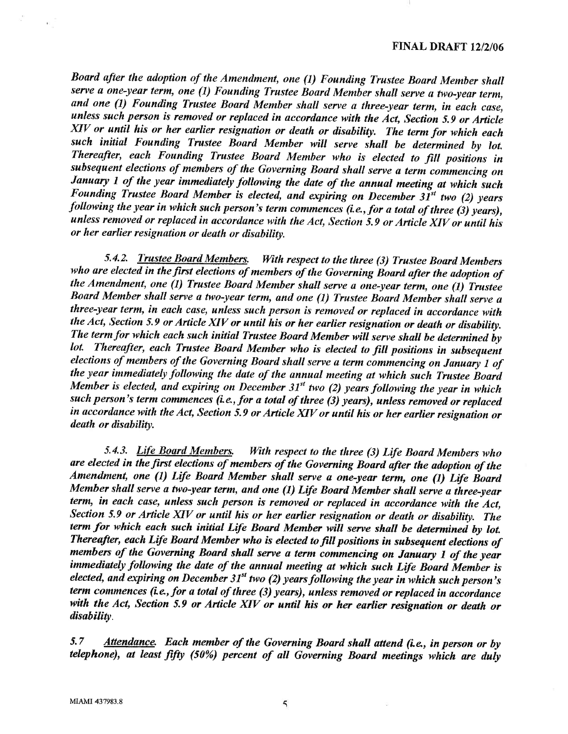*Board after the adoption of the Amendment, one (1) Founding Trustee Board Member shall serve a one-year term, one (1) Founding Trustee Board Member shall serve a two-year term, and one (1) Founding Trustee Board Member shall serve a three-year term, in each case, unless such person is removed or replaced in accordance with the Act, Section 5.9 or Article XIV or until his or her earlier resignation or death or disability. The term for which each such initial Founding Trustee Board Member will serve shall be determined by lot. Thereafter, each Founding Trustee Board Member who is elected to fill positions in subsequent elections of members of the Governing Board shall serve a term commencing on January 1 of the year immediately following the date of the annual meeting at which such Founding Trustee Board Member is elected, and expiring on December 31st two (2) years following the year in which such person's term commences (i.e., for a total of three (3) years), unless removed or replaced in accordance with the Act, Section 5.9 or Article XIV or until his or her earlier resignation or death or disability.*

*5.4.2. Trustee Board Members. With respect to the three (3) Trustee Board Members who are elected in the first elections of members of the Governing Board after the adoption of the Amendment, one (1) Trustee Board Member shall serve a one-year term, one (1) Trustee Board Member shall serve a two-year term, and one (1) Trustee Board Member shall serve a three-year term, in each case, unless such person is removed or replaced in accordance with the Act, Section 5.9 or Article XIV or until his or her earlier resignation or death or disability. The term for which each such initial Trustee Board Member will serve shall be determined by lot. Thereafter, each Trustee Board Member who is elected to fill positions in subsequent elections of members of the Governing Board shall serve a term commencing on January 1 of the year immediately following the date of the annual meeting at which such Trustee Board Member is elected, and expiring on December 31st two (2) years following the year in which such person's term commences (i.e., for a total of three (3) years), unless removed or replaced in accordance with the Act, Section 5.9 or Article XIV or until his or her earlier resignation or death or disability.*

*5.4.3. Life Board Members. With respect to the three (3) Life Board Members who are elected in the first elections of members of the Governing Board after the adoption of the Amendment, one (1) Life Board Member shall serve a one-year term, one (1) Life Board Member shall serve a two-year term, and one (1) Life Board Member shall serve a three-year term, in each case, unless such person is removed or replaced in accordance with the Act, Section 5.9 or Article XIV or until his or her earlier resignation or death or disability. The term for which each such initial Life Board Member will serve shall be determined by lot. Thereafter, each Life Board Member who is elected to fill positions in subsequent elections of members of the Governing Board shall serve a term commencing on January 1 of the year immediately following the date of the annual meeting at which such Life Board Member is elected, and expiring on December 31st two (2) years following the year in which such person's term commences (i.e., for a total of three (3) years), unless removed or replaced in accordance with the Act, Section 5.9 or Article XIV or until his or her earlier resignation or death or disability.*

*5.7 Attendance. Each member of the Governing Board shall attend (i.e., in person or by telephone), at least fifty (50%) percent of all Governing Board meetings which are duly*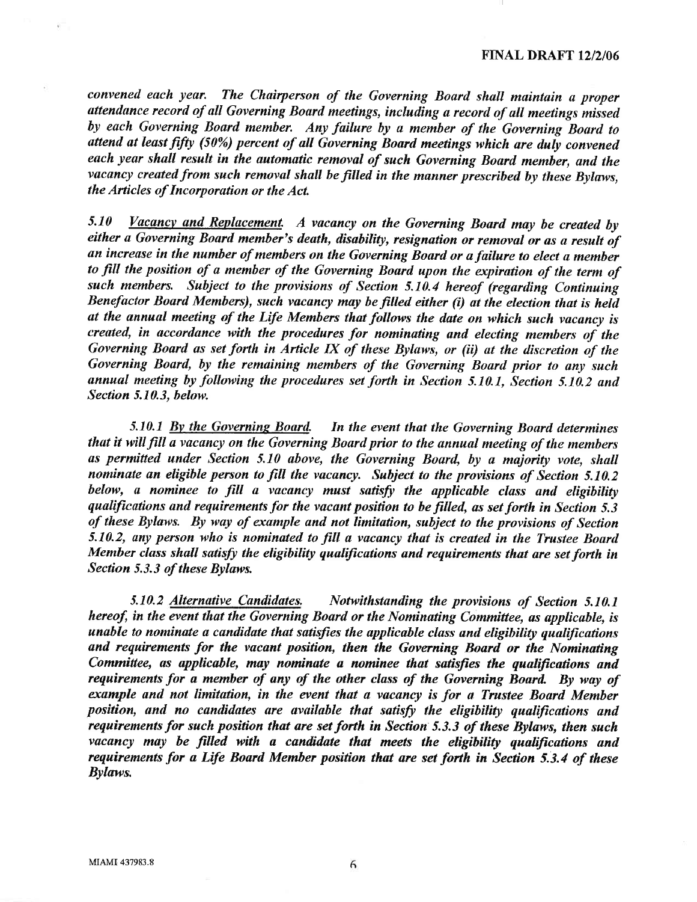*convened each year. The Chairperson of the Governing Board shall maintain a proper attendance record of all Governing Board meetings, including a record of all meetings missed by each Governing Board member. Any failure by a member of the Governing Board to attend at least fifty (50%) percent of all Governing Board meetings which are duly convened each year shall result in the automatic removal of such Governing Board member, and the vacancy created from such removal shall be filled in the manner prescribed by these Bylaws, the Articles of Incorporation or the Act.*

*5.10 <u>Vacancy and Replacement</u>. A vacancy on the Governing Board may be created by either a Governing Board member's death, disability, resignation or removal or as a result of an increase in the number of members on the Governing Board or a failure to elect a member to fill the position of a member of the Governing Board upon the expiration of the term of such members. Subject to the provisions of Section 5.10.4 hereof (regarding Continuing Benefactor Board Members), such vacancy may be filled either (i) at the election that is held at the annual meeting of the Life Members that follows the date on which such vacancy is created, in accordance with the procedures for nominating and electing members of the Governing Board as set forth in Article IX of these Bylaws, or (ii) at the discretion of the Governing Board, by the remaining members of the Governing Board prior to any such annual meeting by following the procedures set forth in Section 5.10.1, Section 5.10.2 and Section 5.10.3, below.*

*5.10.1 <u>By the Governing Board</u>. In the event that the Governing Board determines that it will fill a vacancy on the Governing Board prior to the annual meeting of the members as permitted under Section 5.10 above, the Governing Board, by a majority vote, shall nominate an eligible person to fill the vacancy. Subject to the provisions of Section 5.10.2 below, a nominee to fill a vacancy must satisfy the applicable class and eligibility qualifications and requirements for the vacant position to be filled, as set forth in Section 5.3 of these Bylaws. By way of example and not limitation, subject to the provisions of Section 5.10.2, any person who is nominated to fill a vacancy that is created in the Trustee Board Member class shall satisfy the eligibility qualifications and requirements that are set forth in Section 5.3.3 of these Bylaws.*

*5.10.2 <u>Alternative Candidates</u>. Notwithstanding the provisions of Section 5.10.1 hereof, in the event that the Governing Board or the Nominating Committee, as applicable, is unable to nominate a candidate that satisfies the applicable class and eligibility qualifications and requirements for the vacant position, then the Governing Board or the Nominating Committee, as applicable, may nominate a nominee that satisfies the qualifications and requirements for a member of any of the other class of the Governing Board. By way of example and not limitation, in the event that a vacancy is for a Trustee Board Member position, and no candidates are available that satisfy the eligibility qualifications and requirements for such position that are set forth in Section 5.3.3 of these Bylaws, then such vacancy may be filled with a candidate that meets the eligibility qualifications and requirements for a Life Board Member position that are set forth in Section 5.3.4 of these Bylaws.*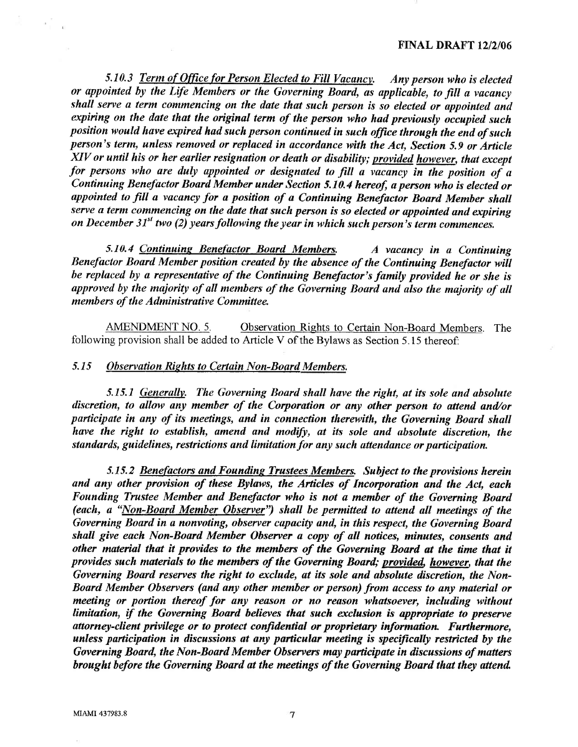*5.10.3 Term of Office for Person Elected to Fill Vacancy. Any person who is elected or appointed by the Life Members or the Governing Board, as applicable, to fill a vacancy shall serve a term commencing on the date that such person is so elected or appointed and expiring on the date that the original term of the person who had previously occupied such position would have expired had such person continued in such office through the end of such person's term, unless removed or replaced in accordance with the Act, Section 5.9 or Article XIV or until his or her earlier resignation or death or disability; provided however, that except for persons who are duly appointed or designated to fill a vacancy in the position of a Continuing Benefactor Board Member under Section 5.10.4 hereof, a person who is elected or appointed to fill a vacancy for a position of a Continuing Benefactor Board Member shall serve a term commencing on the date that such person is so elected or appointed and expiring on December 31st two (2) years following the year in which such person's term commences.*

*5.10.4 Continuing Benefactor Board Members. A vacancy in a Continuing Benefactor Board Member position created by the absence of the Continuing Benefactor will be replaced by a representative of the Continuing Benefactor's family provided he or she is approved by the majority of all members of the Governing Board and also the majority of all members of the Administrative Committee.*

AMENDMENT NO. 5. Observation Rights to Certain Non-Board Members. The following provision shall be added to Article V of the Bylaws as Section 5.15 thereof:

### *5.15 Observation Rights to Certain Non-Board Members.*

*5.15.1 Generally. The Governing Board shall have the right, at its sole and absolute discretion, to allow any member of the Corporation or any other person to attend and/or participate in any of its meetings, and in connection therewith, the Governing Board shall have the right to establish, amend and modify, at its sole and absolute discretion, the standards, guidelines, restrictions and limitation for any such attendance or participation.*

*5.15.2 Benefactors and Founding Trustees Members. Subject to the provisions herein and any other provision of these Bylaws, the Articles of Incorporation and the Act, each Founding Trustee Member and Benefactor who is not a member of the Governing Board (each, a "Non-Board Member Observer") shall be permitted to attend all meetings of the Governing Board in a nonvoting, observer capacity and, in this respect, the Governing Board shall give each Non-Board Member Observer a copy of all notices, minutes, consents and other material that it provides to the members of the Governing Board at the time that it provides such materials to the members of the Governing Board; provided, however, that the Governing Board reserves the right to exclude, at its sole and absolute discretion, the Non-Board Member Observers (and any other member or person) from access to any material or meeting or portion thereof for any reason or no reason whatsoever, including without limitation, if the Governing Board believes that such exclusion is appropriate to preserve attorney-client privilege or to protect confidential or proprietary information. Furthermore, unless participation in discussions at any particular meeting is specifically restricted by the Governing Board, the Non-Board Member Observers may participate in discussions of matters brought before the Governing Board at the meetings of the Governing Board that they attend.*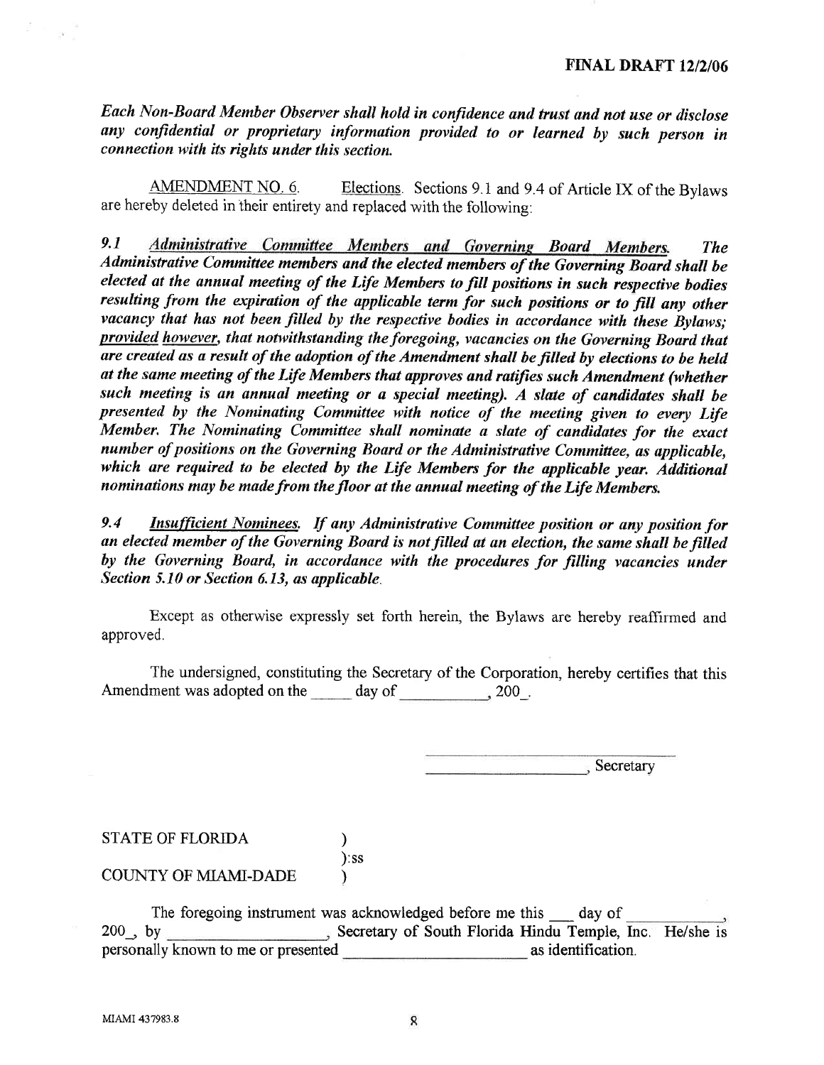*Each Non-Board Member Observer shall hold in confidence and trust and not use or disclose any confidential or proprietary information provided to or learned by such person in connection with its rights under this section.*

AMENDMENT NO. 6. Elections. Sections 9.1 and 9.4 of Article IX of the Bylaws are hereby deleted in their entirety and replaced with the following:

***9.1 Administrative Committee Members and Governing Board Members.** The Administrative Committee members and the elected members of the Governing Board shall be elected at the annual meeting of the Life Members to fill positions in such respective bodies resulting from the expiration of the applicable term for such positions or to fill any other vacancy that has not been filled by the respective bodies in accordance with these Bylaws; provided however, that notwithstanding the foregoing, vacancies on the Governing Board that are created as a result of the adoption of the Amendment shall be filled by elections to be held at the same meeting of the Life Members that approves and ratifies such Amendment (whether such meeting is an annual meeting or a special meeting). A slate of candidates shall be presented by the Nominating Committee with notice of the meeting given to every Life Member. The Nominating Committee shall nominate a slate of candidates for the exact number of positions on the Governing Board or the Administrative Committee, as applicable, which are required to be elected by the Life Members for the applicable year. Additional nominations may be made from the floor at the annual meeting of the Life Members.*

***9.4 Insufficient Nominees.** If any Administrative Committee position or any position for an elected member of the Governing Board is not filled at an election, the same shall be filled by the Governing Board, in accordance with the procedures for filling vacancies under Section 5.10 or Section 6.13, as applicable.*

Except as otherwise expressly set forth herein, the Bylaws are hereby reaffirmed and approved.

The undersigned, constituting the Secretary of the Corporation, hereby certifies that this Amendment was adopted on the _____ day of ___________, 200_.

____________________, Secretary

STATE OF FLORIDA )
):ss
COUNTY OF MIAMI-DADE )

The foregoing instrument was acknowledged before me this ___ day of ___________, 200_, by ___________________, Secretary of South Florida Hindu Temple, Inc. He/she is personally known to me or presented ______________________ as identification.

MIAMI 437983.8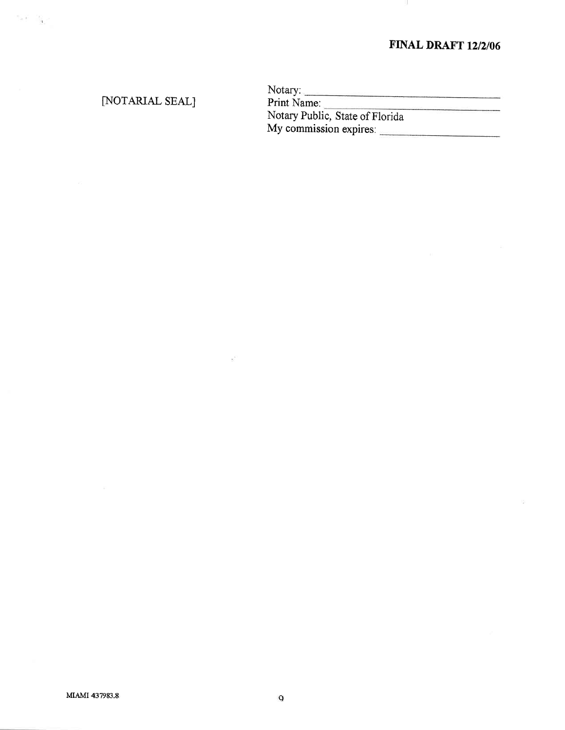[NOTARIAL SEAL]

Notary: ______________________________
Print Name: ___________________________
Notary Public, State of Florida
My commission expires: ________________